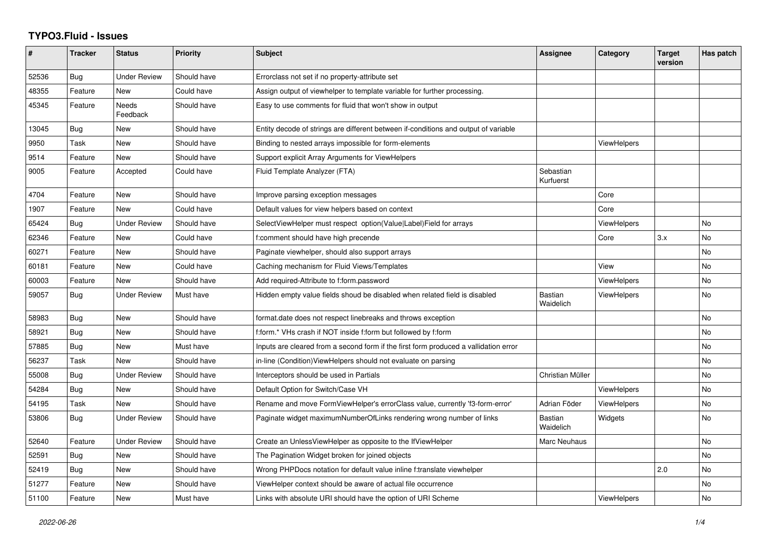# TYPO3.Fluid - Issues

| # | Tracker | Status | Priority | Subject | Assignee | Category | Target version | Has patch |
|---|---|---|---|---|---|---|---|---|
| 52536 | Bug | Under Review | Should have | Errorclass not set if no property-attribute set | | | | |
| 48355 | Feature | New | Could have | Assign output of viewhelper to template variable for further processing. | | | | |
| 45345 | Feature | Needs Feedback | Should have | Easy to use comments for fluid that won't show in output | | | | |
| 13045 | Bug | New | Should have | Entity decode of strings are different between if-conditions and output of variable | | | | |
| 9950 | Task | New | Should have | Binding to nested arrays impossible for form-elements | | ViewHelpers | | |
| 9514 | Feature | New | Should have | Support explicit Array Arguments for ViewHelpers | | | | |
| 9005 | Feature | Accepted | Could have | Fluid Template Analyzer (FTA) | Sebastian Kurfuerst | | | |
| 4704 | Feature | New | Should have | Improve parsing exception messages | | Core | | |
| 1907 | Feature | New | Could have | Default values for view helpers based on context | | Core | | |
| 65424 | Bug | Under Review | Should have | SelectViewHelper must respect option(Value\|Label)Field for arrays | | ViewHelpers | | No |
| 62346 | Feature | New | Could have | f:comment should have high precende | | Core | 3.x | No |
| 60271 | Feature | New | Should have | Paginate viewhelper, should also support arrays | | | | No |
| 60181 | Feature | New | Could have | Caching mechanism for Fluid Views/Templates | | View | | No |
| 60003 | Feature | New | Should have | Add required-Attribute to f:form.password | | ViewHelpers | | No |
| 59057 | Bug | Under Review | Must have | Hidden empty value fields shoud be disabled when related field is disabled | Bastian Waidelich | ViewHelpers | | No |
| 58983 | Bug | New | Should have | format.date does not respect linebreaks and throws exception | | | | No |
| 58921 | Bug | New | Should have | f:form.* VHs crash if NOT inside f:form but followed by f:form | | | | No |
| 57885 | Bug | New | Must have | Inputs are cleared from a second form if the first form produced a vallidation error | | | | No |
| 56237 | Task | New | Should have | in-line (Condition)ViewHelpers should not evaluate on parsing | | | | No |
| 55008 | Bug | Under Review | Should have | Interceptors should be used in Partials | Christian Müller | | | No |
| 54284 | Bug | New | Should have | Default Option for Switch/Case VH | | ViewHelpers | | No |
| 54195 | Task | New | Should have | Rename and move FormViewHelper's errorClass value, currently 'f3-form-error' | Adrian Föder | ViewHelpers | | No |
| 53806 | Bug | Under Review | Should have | Paginate widget maximumNumberOfLinks rendering wrong number of links | Bastian Waidelich | Widgets | | No |
| 52640 | Feature | Under Review | Should have | Create an UnlessViewHelper as opposite to the IfViewHelper | Marc Neuhaus | | | No |
| 52591 | Bug | New | Should have | The Pagination Widget broken for joined objects | | | | No |
| 52419 | Bug | New | Should have | Wrong PHPDocs notation for default value inline f:translate viewhelper | | | 2.0 | No |
| 51277 | Feature | New | Should have | ViewHelper context should be aware of actual file occurrence | | | | No |
| 51100 | Feature | New | Must have | Links with absolute URI should have the option of URI Scheme | | ViewHelpers | | No |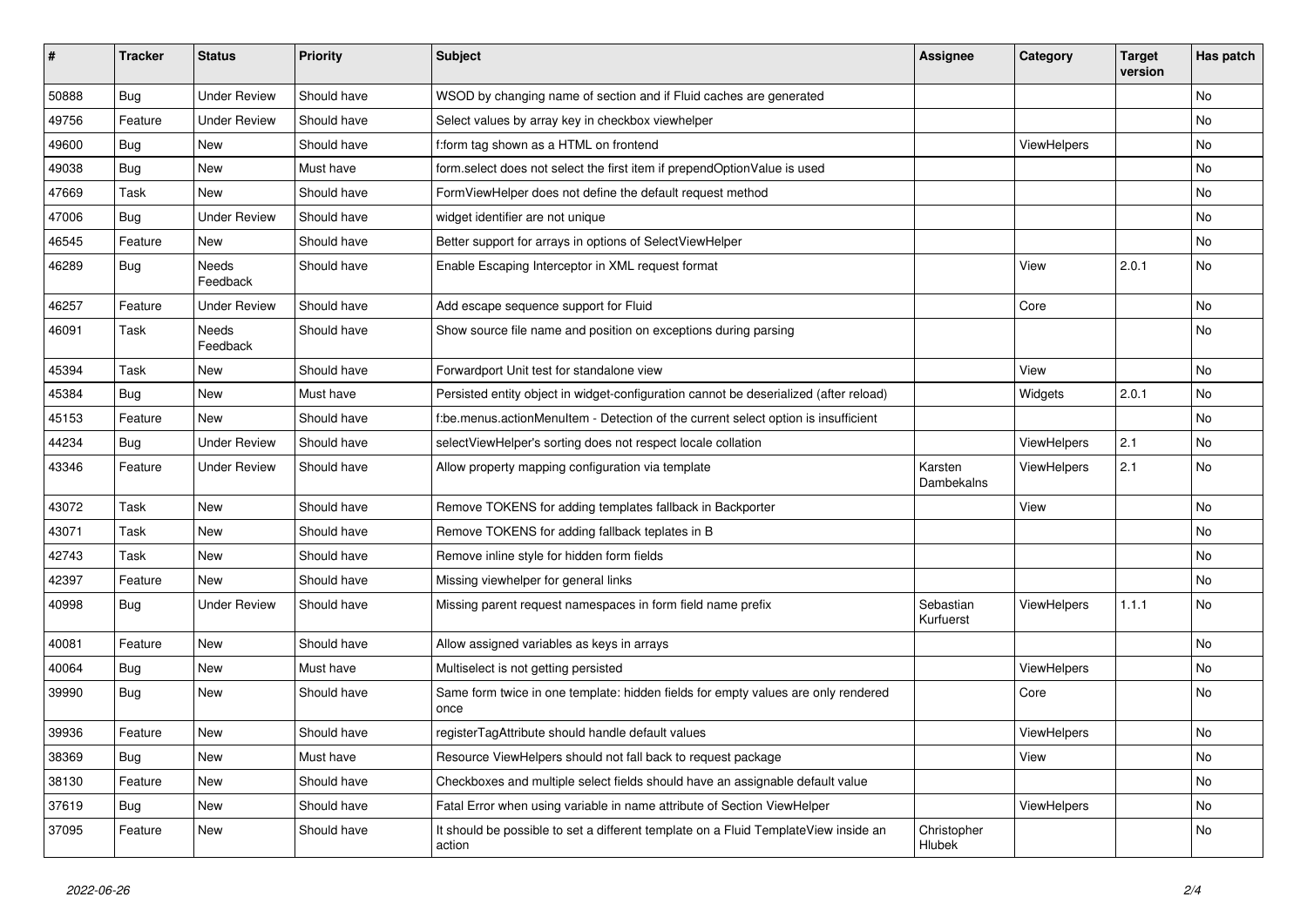| # | Tracker | Status | Priority | Subject | Assignee | Category | Target version | Has patch |
|---|---|---|---|---|---|---|---|---|
| 50888 | Bug | Under Review | Should have | WSOD by changing name of section and if Fluid caches are generated | | | | No |
| 49756 | Feature | Under Review | Should have | Select values by array key in checkbox viewhelper | | | | No |
| 49600 | Bug | New | Should have | f:form tag shown as a HTML on frontend | | ViewHelpers | | No |
| 49038 | Bug | New | Must have | form.select does not select the first item if prependOptionValue is used | | | | No |
| 47669 | Task | New | Should have | FormViewHelper does not define the default request method | | | | No |
| 47006 | Bug | Under Review | Should have | widget identifier are not unique | | | | No |
| 46545 | Feature | New | Should have | Better support for arrays in options of SelectViewHelper | | | | No |
| 46289 | Bug | Needs Feedback | Should have | Enable Escaping Interceptor in XML request format | | View | 2.0.1 | No |
| 46257 | Feature | Under Review | Should have | Add escape sequence support for Fluid | | Core | | No |
| 46091 | Task | Needs Feedback | Should have | Show source file name and position on exceptions during parsing | | | | No |
| 45394 | Task | New | Should have | Forwardport Unit test for standalone view | | View | | No |
| 45384 | Bug | New | Must have | Persisted entity object in widget-configuration cannot be deserialized (after reload) | | Widgets | 2.0.1 | No |
| 45153 | Feature | New | Should have | f:be.menus.actionMenuItem - Detection of the current select option is insufficient | | | | No |
| 44234 | Bug | Under Review | Should have | selectViewHelper's sorting does not respect locale collation | | ViewHelpers | 2.1 | No |
| 43346 | Feature | Under Review | Should have | Allow property mapping configuration via template | Karsten Dambekalns | ViewHelpers | 2.1 | No |
| 43072 | Task | New | Should have | Remove TOKENS for adding templates fallback in Backporter | | View | | No |
| 43071 | Task | New | Should have | Remove TOKENS for adding fallback teplates in B | | | | No |
| 42743 | Task | New | Should have | Remove inline style for hidden form fields | | | | No |
| 42397 | Feature | New | Should have | Missing viewhelper for general links | | | | No |
| 40998 | Bug | Under Review | Should have | Missing parent request namespaces in form field name prefix | Sebastian Kurfuerst | ViewHelpers | 1.1.1 | No |
| 40081 | Feature | New | Should have | Allow assigned variables as keys in arrays | | | | No |
| 40064 | Bug | New | Must have | Multiselect is not getting persisted | | ViewHelpers | | No |
| 39990 | Bug | New | Should have | Same form twice in one template: hidden fields for empty values are only rendered once | | Core | | No |
| 39936 | Feature | New | Should have | registerTagAttribute should handle default values | | ViewHelpers | | No |
| 38369 | Bug | New | Must have | Resource ViewHelpers should not fall back to request package | | View | | No |
| 38130 | Feature | New | Should have | Checkboxes and multiple select fields should have an assignable default value | | | | No |
| 37619 | Bug | New | Should have | Fatal Error when using variable in name attribute of Section ViewHelper | | ViewHelpers | | No |
| 37095 | Feature | New | Should have | It should be possible to set a different template on a Fluid TemplateView inside an action | Christopher Hlubek | | | No |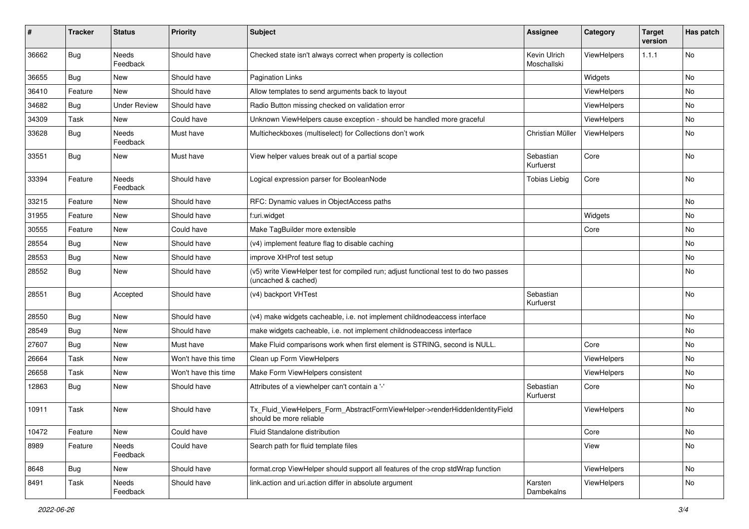| # | Tracker | Status | Priority | Subject | Assignee | Category | Target version | Has patch |
|---|---|---|---|---|---|---|---|---|
| 36662 | Bug | Needs Feedback | Should have | Checked state isn't always correct when property is collection | Kevin Ulrich Moschallski | ViewHelpers | 1.1.1 | No |
| 36655 | Bug | New | Should have | Pagination Links | | Widgets | | No |
| 36410 | Feature | New | Should have | Allow templates to send arguments back to layout | | ViewHelpers | | No |
| 34682 | Bug | Under Review | Should have | Radio Button missing checked on validation error | | ViewHelpers | | No |
| 34309 | Task | New | Could have | Unknown ViewHelpers cause exception - should be handled more graceful | | ViewHelpers | | No |
| 33628 | Bug | Needs Feedback | Must have | Multicheckboxes (multiselect) for Collections don't work | Christian Müller | ViewHelpers | | No |
| 33551 | Bug | New | Must have | View helper values break out of a partial scope | Sebastian Kurfuerst | Core | | No |
| 33394 | Feature | Needs Feedback | Should have | Logical expression parser for BooleanNode | Tobias Liebig | Core | | No |
| 33215 | Feature | New | Should have | RFC: Dynamic values in ObjectAccess paths | | | | No |
| 31955 | Feature | New | Should have | f:uri.widget | | Widgets | | No |
| 30555 | Feature | New | Could have | Make TagBuilder more extensible | | Core | | No |
| 28554 | Bug | New | Should have | (v4) implement feature flag to disable caching | | | | No |
| 28553 | Bug | New | Should have | improve XHProf test setup | | | | No |
| 28552 | Bug | New | Should have | (v5) write ViewHelper test for compiled run; adjust functional test to do two passes (uncached & cached) | | | | No |
| 28551 | Bug | Accepted | Should have | (v4) backport VHTest | Sebastian Kurfuerst | | | No |
| 28550 | Bug | New | Should have | (v4) make widgets cacheable, i.e. not implement childnodeaccess interface | | | | No |
| 28549 | Bug | New | Should have | make widgets cacheable, i.e. not implement childnodeaccess interface | | | | No |
| 27607 | Bug | New | Must have | Make Fluid comparisons work when first element is STRING, second is NULL. | | Core | | No |
| 26664 | Task | New | Won't have this time | Clean up Form ViewHelpers | | ViewHelpers | | No |
| 26658 | Task | New | Won't have this time | Make Form ViewHelpers consistent | | ViewHelpers | | No |
| 12863 | Bug | New | Should have | Attributes of a viewhelper can't contain a '-' | Sebastian Kurfuerst | Core | | No |
| 10911 | Task | New | Should have | Tx_Fluid_ViewHelpers_Form_AbstractFormViewHelper->renderHiddenIdentityField should be more reliable | | ViewHelpers | | No |
| 10472 | Feature | New | Could have | Fluid Standalone distribution | | Core | | No |
| 8989 | Feature | Needs Feedback | Could have | Search path for fluid template files | | View | | No |
| 8648 | Bug | New | Should have | format.crop ViewHelper should support all features of the crop stdWrap function | | ViewHelpers | | No |
| 8491 | Task | Needs Feedback | Should have | link.action and uri.action differ in absolute argument | Karsten Dambekalns | ViewHelpers | | No |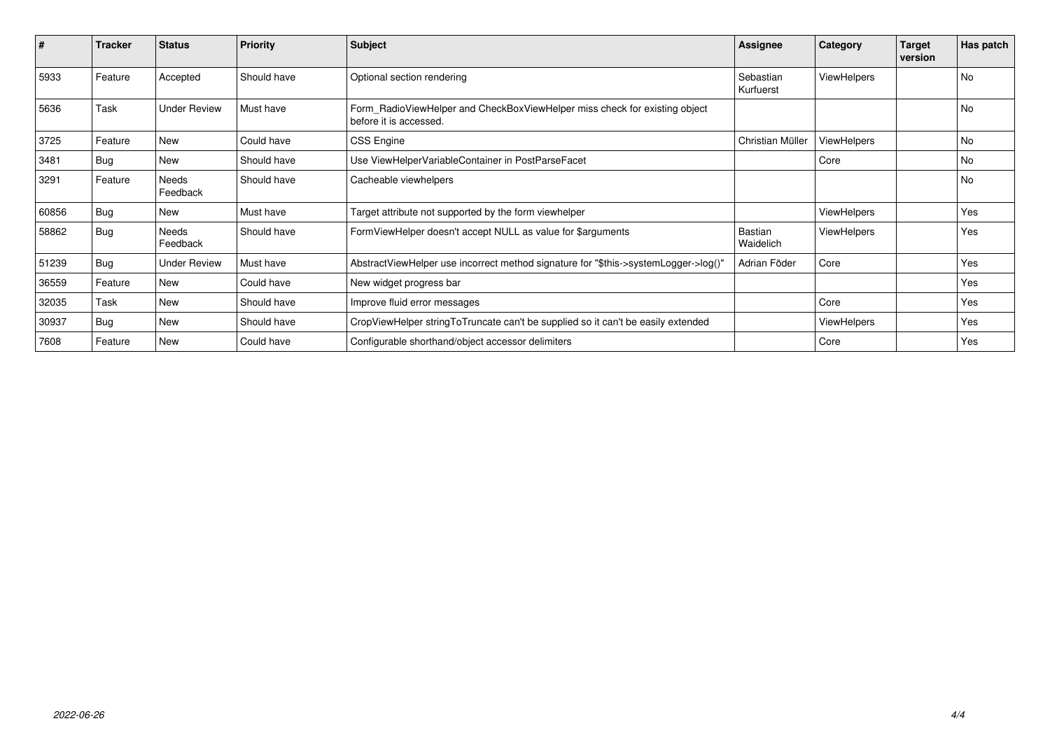| # | Tracker | Status | Priority | Subject | Assignee | Category | Target version | Has patch |
|---|---|---|---|---|---|---|---|---|
| 5933 | Feature | Accepted | Should have | Optional section rendering | Sebastian Kurfuerst | ViewHelpers | | No |
| 5636 | Task | Under Review | Must have | Form_RadioViewHelper and CheckBoxViewHelper miss check for existing object before it is accessed. | | | | No |
| 3725 | Feature | New | Could have | CSS Engine | Christian Müller | ViewHelpers | | No |
| 3481 | Bug | New | Should have | Use ViewHelperVariableContainer in PostParseFacet | | Core | | No |
| 3291 | Feature | Needs Feedback | Should have | Cacheable viewhelpers | | | | No |
| 60856 | Bug | New | Must have | Target attribute not supported by the form viewhelper | | ViewHelpers | | Yes |
| 58862 | Bug | Needs Feedback | Should have | FormViewHelper doesn't accept NULL as value for $arguments | Bastian Waidelich | ViewHelpers | | Yes |
| 51239 | Bug | Under Review | Must have | AbstractViewHelper use incorrect method signature for "$this->systemLogger->log()" | Adrian Föder | Core | | Yes |
| 36559 | Feature | New | Could have | New widget progress bar | | | | Yes |
| 32035 | Task | New | Should have | Improve fluid error messages | | Core | | Yes |
| 30937 | Bug | New | Should have | CropViewHelper stringToTruncate can't be supplied so it can't be easily extended | | ViewHelpers | | Yes |
| 7608 | Feature | New | Could have | Configurable shorthand/object accessor delimiters | | Core | | Yes |

*2022-06-26*